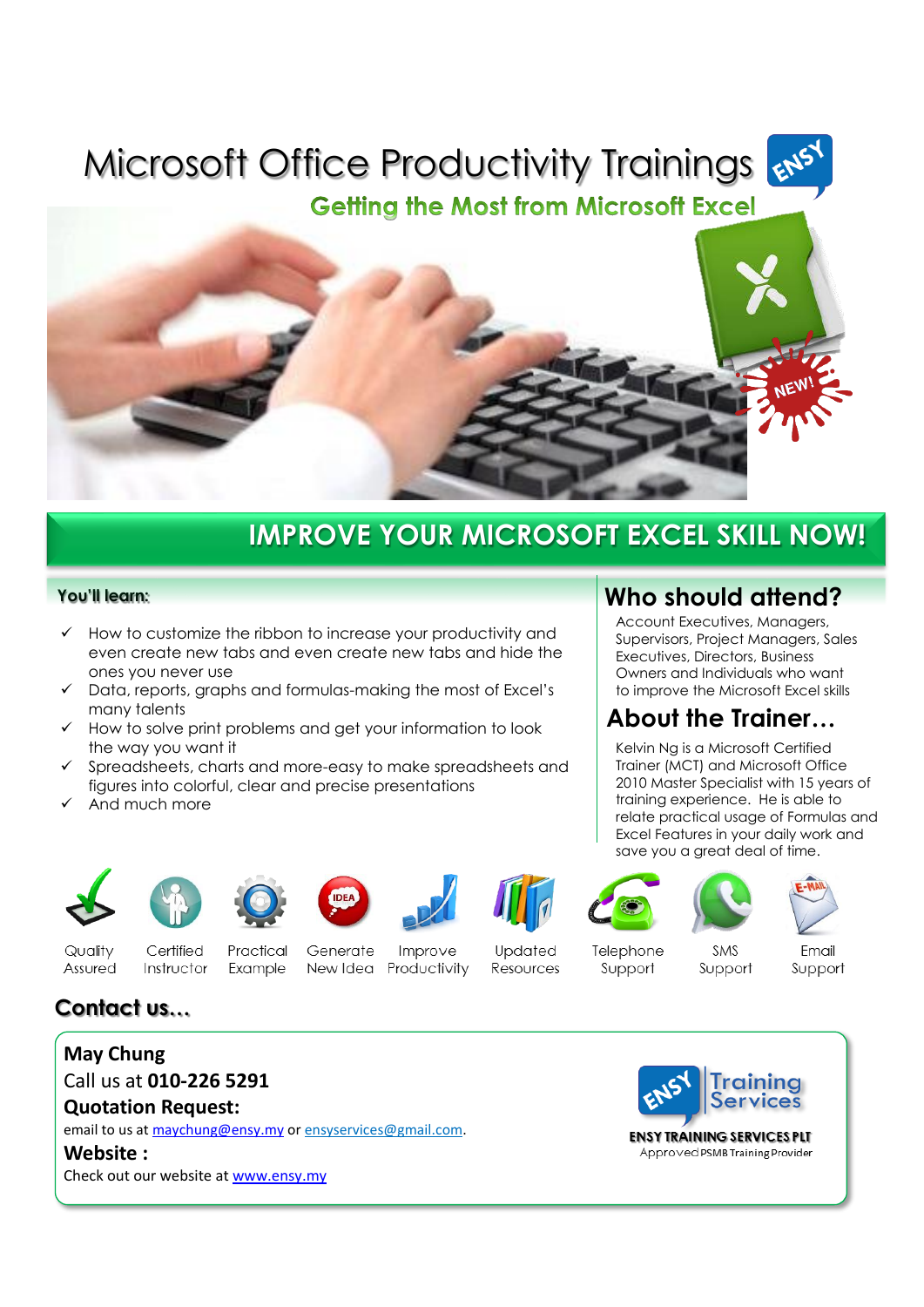# Microsoft Office Productivity Trainings

## Getting the Most from Microsoft Excel

NEW!

## IMPROVE YOUR MICROSOFT EXCEL SKILL NOW!

### You'll learn:

- ✓ How to customize the ribbon to increase your productivity and even create new tabs and even create new tabs and hide the ones you never use
- ✓ Data, reports, graphs and formulas-making the most of Excel's many talents
- ✓ How to solve print problems and get your information to look the way you want it
- ✓ Spreadsheets, charts and more-easy to make spreadsheets and figures into colorful, clear and precise presentations
- ✓ And much more

## Who should attend?

Account Executives, Managers, Supervisors, Project Managers, Sales Executives, Directors, Business Owners and Individuals who want to improve the Microsoft Excel skills

## About the Trainer…

Kelvin Ng is a Microsoft Certified Trainer (MCT) and Microsoft Office 2010 Master Specialist with 15 years of training experience. He is able to relate practical usage of Formulas and Excel Features in your daily work and save you a great deal of time.

Quality Assured | Certified Instructor | Practical Example | Generate New Idea | Improve Productivity | Updated Resources | Telephone Support | SMS Support | Email Support

## Contact us…

**May Chung**

Call us at **010-226 5291**

**Quotation Request:**

email to us at maychung@ensy.my or ensyservices@gmail.com.

**Website :**

Check out our website at www.ensy.my

ENSY Training Services

**ENSY TRAINING SERVICES PLT**

Approved PSMB Training Provider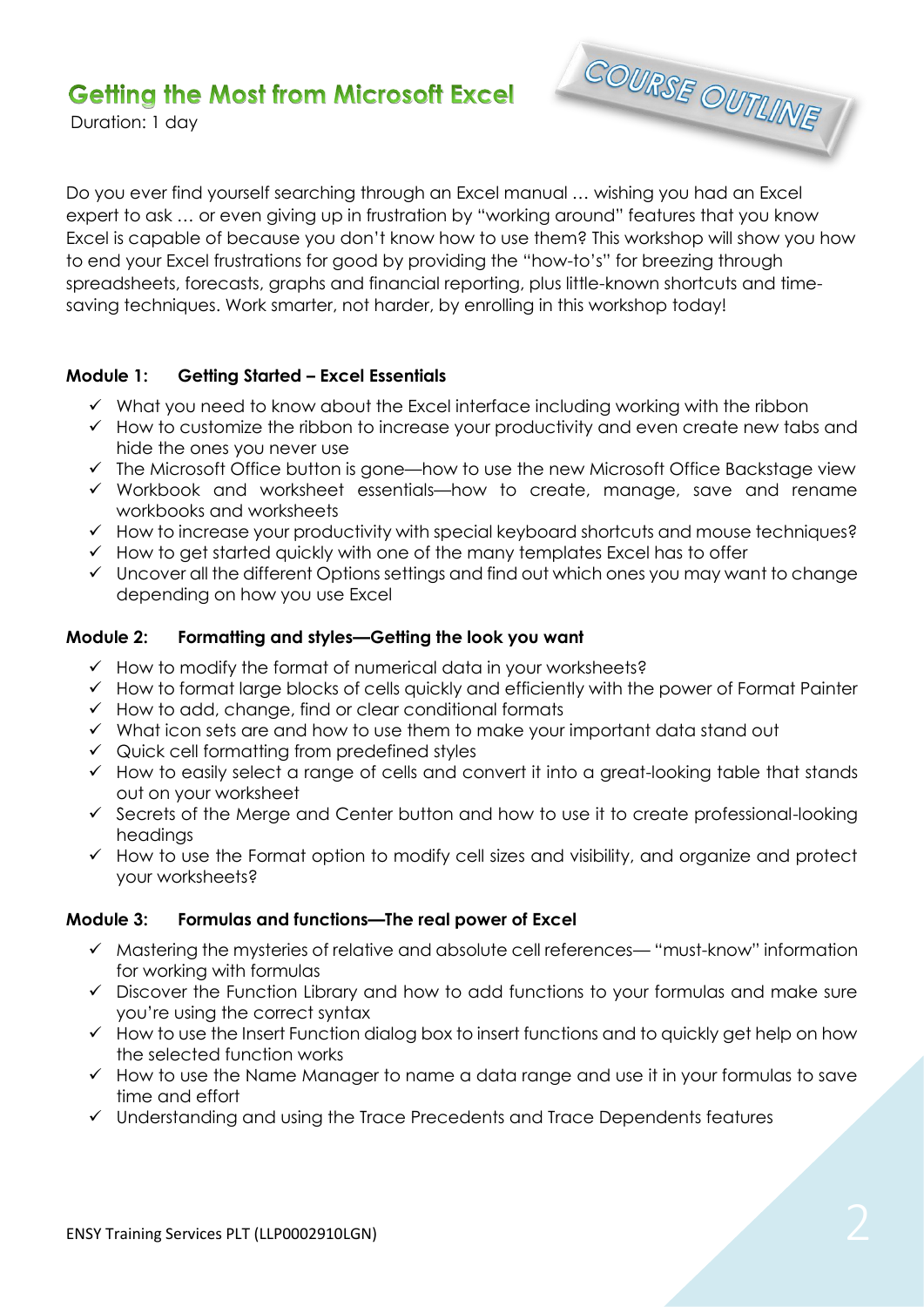# Getting the Most from Microsoft Excel

Duration: 1 day

COURSE OUTLINE

Do you ever find yourself searching through an Excel manual … wishing you had an Excel expert to ask … or even giving up in frustration by "working around" features that you know Excel is capable of because you don't know how to use them? This workshop will show you how to end your Excel frustrations for good by providing the "how-to's" for breezing through spreadsheets, forecasts, graphs and financial reporting, plus little-known shortcuts and time-saving techniques. Work smarter, not harder, by enrolling in this workshop today!

**Module 1: Getting Started – Excel Essentials**

- ✓ What you need to know about the Excel interface including working with the ribbon
- ✓ How to customize the ribbon to increase your productivity and even create new tabs and hide the ones you never use
- ✓ The Microsoft Office button is gone—how to use the new Microsoft Office Backstage view
- ✓ Workbook and worksheet essentials—how to create, manage, save and rename workbooks and worksheets
- ✓ How to increase your productivity with special keyboard shortcuts and mouse techniques?
- ✓ How to get started quickly with one of the many templates Excel has to offer
- ✓ Uncover all the different Options settings and find out which ones you may want to change depending on how you use Excel

**Module 2: Formatting and styles—Getting the look you want**

- ✓ How to modify the format of numerical data in your worksheets?
- ✓ How to format large blocks of cells quickly and efficiently with the power of Format Painter
- ✓ How to add, change, find or clear conditional formats
- ✓ What icon sets are and how to use them to make your important data stand out
- ✓ Quick cell formatting from predefined styles
- ✓ How to easily select a range of cells and convert it into a great-looking table that stands out on your worksheet
- ✓ Secrets of the Merge and Center button and how to use it to create professional-looking headings
- ✓ How to use the Format option to modify cell sizes and visibility, and organize and protect your worksheets?

**Module 3: Formulas and functions—The real power of Excel**

- ✓ Mastering the mysteries of relative and absolute cell references— "must-know" information for working with formulas
- ✓ Discover the Function Library and how to add functions to your formulas and make sure you're using the correct syntax
- ✓ How to use the Insert Function dialog box to insert functions and to quickly get help on how the selected function works
- ✓ How to use the Name Manager to name a data range and use it in your formulas to save time and effort
- ✓ Understanding and using the Trace Precedents and Trace Dependents features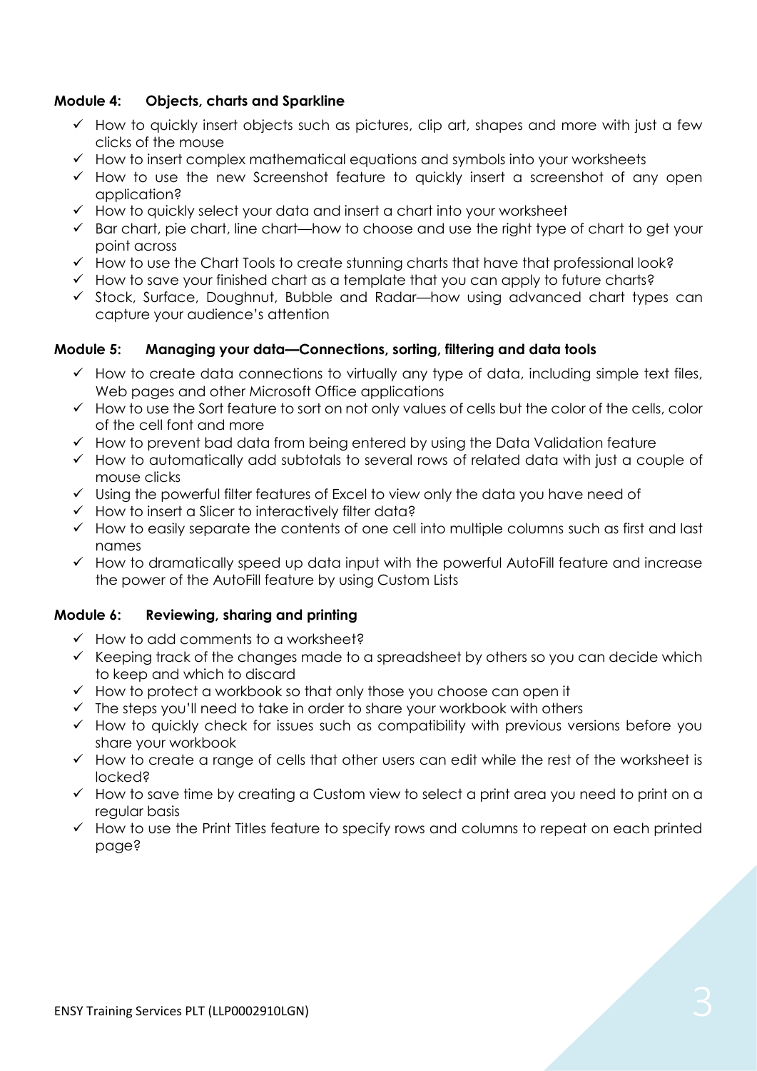**Module 4: Objects, charts and Sparkline**

- ✓ How to quickly insert objects such as pictures, clip art, shapes and more with just a few clicks of the mouse
- ✓ How to insert complex mathematical equations and symbols into your worksheets
- ✓ How to use the new Screenshot feature to quickly insert a screenshot of any open application?
- ✓ How to quickly select your data and insert a chart into your worksheet
- ✓ Bar chart, pie chart, line chart—how to choose and use the right type of chart to get your point across
- ✓ How to use the Chart Tools to create stunning charts that have that professional look?
- ✓ How to save your finished chart as a template that you can apply to future charts?
- ✓ Stock, Surface, Doughnut, Bubble and Radar—how using advanced chart types can capture your audience's attention

**Module 5: Managing your data—Connections, sorting, filtering and data tools**

- ✓ How to create data connections to virtually any type of data, including simple text files, Web pages and other Microsoft Office applications
- ✓ How to use the Sort feature to sort on not only values of cells but the color of the cells, color of the cell font and more
- ✓ How to prevent bad data from being entered by using the Data Validation feature
- ✓ How to automatically add subtotals to several rows of related data with just a couple of mouse clicks
- ✓ Using the powerful filter features of Excel to view only the data you have need of
- ✓ How to insert a Slicer to interactively filter data?
- ✓ How to easily separate the contents of one cell into multiple columns such as first and last names
- ✓ How to dramatically speed up data input with the powerful AutoFill feature and increase the power of the AutoFill feature by using Custom Lists

**Module 6: Reviewing, sharing and printing**

- ✓ How to add comments to a worksheet?
- ✓ Keeping track of the changes made to a spreadsheet by others so you can decide which to keep and which to discard
- ✓ How to protect a workbook so that only those you choose can open it
- ✓ The steps you'll need to take in order to share your workbook with others
- ✓ How to quickly check for issues such as compatibility with previous versions before you share your workbook
- ✓ How to create a range of cells that other users can edit while the rest of the worksheet is locked?
- ✓ How to save time by creating a Custom view to select a print area you need to print on a regular basis
- ✓ How to use the Print Titles feature to specify rows and columns to repeat on each printed page?